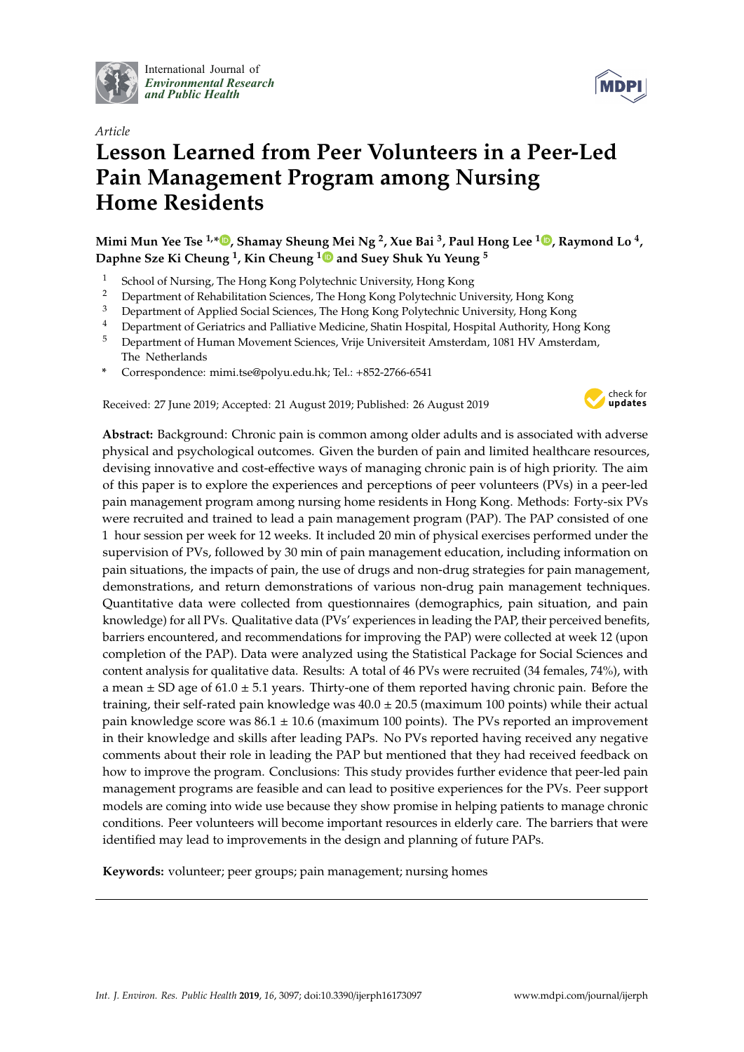International Journal of *Environmental Research and Public Health*

*Article*

# Lesson Learned from Peer Volunteers in a Peer-Led Pain Management Program among Nursing Home Residents

**Mimi Mun Yee Tse [1,*], Shamay Sheung Mei Ng [2], Xue Bai [3], Paul Hong Lee [1], Raymond Lo [4], Daphne Sze Ki Cheung [1], Kin Cheung [1] and Suey Shuk Yu Yeung [5]**

1. School of Nursing, The Hong Kong Polytechnic University, Hong Kong
2. Department of Rehabilitation Sciences, The Hong Kong Polytechnic University, Hong Kong
3. Department of Applied Social Sciences, The Hong Kong Polytechnic University, Hong Kong
4. Department of Geriatrics and Palliative Medicine, Shatin Hospital, Hospital Authority, Hong Kong
5. Department of Human Movement Sciences, Vrije Universiteit Amsterdam, 1081 HV Amsterdam, The Netherlands

\* Correspondence: mimi.tse@polyu.edu.hk; Tel.: +852-2766-6541

Received: 27 June 2019; Accepted: 21 August 2019; Published: 26 August 2019

**Abstract:** Background: Chronic pain is common among older adults and is associated with adverse physical and psychological outcomes. Given the burden of pain and limited healthcare resources, devising innovative and cost-effective ways of managing chronic pain is of high priority. The aim of this paper is to explore the experiences and perceptions of peer volunteers (PVs) in a peer-led pain management program among nursing home residents in Hong Kong. Methods: Forty-six PVs were recruited and trained to lead a pain management program (PAP). The PAP consisted of one 1 hour session per week for 12 weeks. It included 20 min of physical exercises performed under the supervision of PVs, followed by 30 min of pain management education, including information on pain situations, the impacts of pain, the use of drugs and non-drug strategies for pain management, demonstrations, and return demonstrations of various non-drug pain management techniques. Quantitative data were collected from questionnaires (demographics, pain situation, and pain knowledge) for all PVs. Qualitative data (PVs' experiences in leading the PAP, their perceived benefits, barriers encountered, and recommendations for improving the PAP) were collected at week 12 (upon completion of the PAP). Data were analyzed using the Statistical Package for Social Sciences and content analysis for qualitative data. Results: A total of 46 PVs were recruited (34 females, 74%), with a mean ± SD age of 61.0 ± 5.1 years. Thirty-one of them reported having chronic pain. Before the training, their self-rated pain knowledge was 40.0 ± 20.5 (maximum 100 points) while their actual pain knowledge score was 86.1 ± 10.6 (maximum 100 points). The PVs reported an improvement in their knowledge and skills after leading PAPs. No PVs reported having received any negative comments about their role in leading the PAP but mentioned that they had received feedback on how to improve the program. Conclusions: This study provides further evidence that peer-led pain management programs are feasible and can lead to positive experiences for the PVs. Peer support models are coming into wide use because they show promise in helping patients to manage chronic conditions. Peer volunteers will become important resources in elderly care. The barriers that were identified may lead to improvements in the design and planning of future PAPs.

**Keywords:** volunteer; peer groups; pain management; nursing homes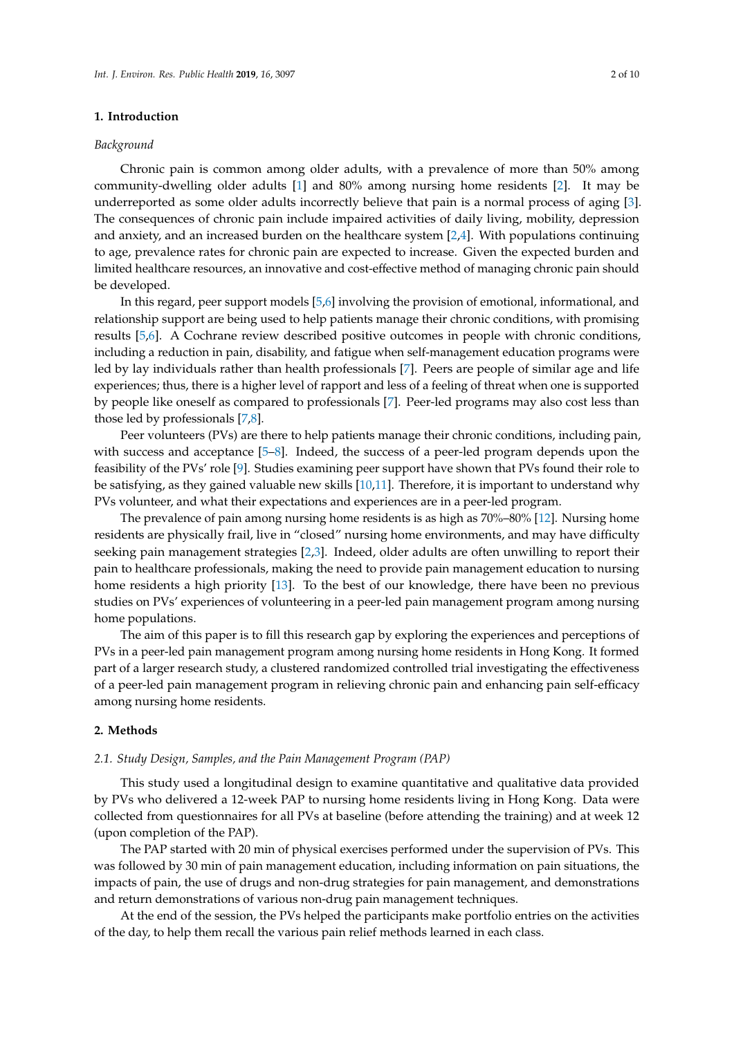## 1. Introduction

*Background*

Chronic pain is common among older adults, with a prevalence of more than 50% among community-dwelling older adults [1] and 80% among nursing home residents [2]. It may be underreported as some older adults incorrectly believe that pain is a normal process of aging [3]. The consequences of chronic pain include impaired activities of daily living, mobility, depression and anxiety, and an increased burden on the healthcare system [2,4]. With populations continuing to age, prevalence rates for chronic pain are expected to increase. Given the expected burden and limited healthcare resources, an innovative and cost-effective method of managing chronic pain should be developed.

In this regard, peer support models [5,6] involving the provision of emotional, informational, and relationship support are being used to help patients manage their chronic conditions, with promising results [5,6]. A Cochrane review described positive outcomes in people with chronic conditions, including a reduction in pain, disability, and fatigue when self-management education programs were led by lay individuals rather than health professionals [7]. Peers are people of similar age and life experiences; thus, there is a higher level of rapport and less of a feeling of threat when one is supported by people like oneself as compared to professionals [7]. Peer-led programs may also cost less than those led by professionals [7,8].

Peer volunteers (PVs) are there to help patients manage their chronic conditions, including pain, with success and acceptance [5–8]. Indeed, the success of a peer-led program depends upon the feasibility of the PVs' role [9]. Studies examining peer support have shown that PVs found their role to be satisfying, as they gained valuable new skills [10,11]. Therefore, it is important to understand why PVs volunteer, and what their expectations and experiences are in a peer-led program.

The prevalence of pain among nursing home residents is as high as 70%–80% [12]. Nursing home residents are physically frail, live in "closed" nursing home environments, and may have difficulty seeking pain management strategies [2,3]. Indeed, older adults are often unwilling to report their pain to healthcare professionals, making the need to provide pain management education to nursing home residents a high priority [13]. To the best of our knowledge, there have been no previous studies on PVs' experiences of volunteering in a peer-led pain management program among nursing home populations.

The aim of this paper is to fill this research gap by exploring the experiences and perceptions of PVs in a peer-led pain management program among nursing home residents in Hong Kong. It formed part of a larger research study, a clustered randomized controlled trial investigating the effectiveness of a peer-led pain management program in relieving chronic pain and enhancing pain self-efficacy among nursing home residents.

## 2. Methods

### 2.1. Study Design, Samples, and the Pain Management Program (PAP)

This study used a longitudinal design to examine quantitative and qualitative data provided by PVs who delivered a 12-week PAP to nursing home residents living in Hong Kong. Data were collected from questionnaires for all PVs at baseline (before attending the training) and at week 12 (upon completion of the PAP).

The PAP started with 20 min of physical exercises performed under the supervision of PVs. This was followed by 30 min of pain management education, including information on pain situations, the impacts of pain, the use of drugs and non-drug strategies for pain management, and demonstrations and return demonstrations of various non-drug pain management techniques.

At the end of the session, the PVs helped the participants make portfolio entries on the activities of the day, to help them recall the various pain relief methods learned in each class.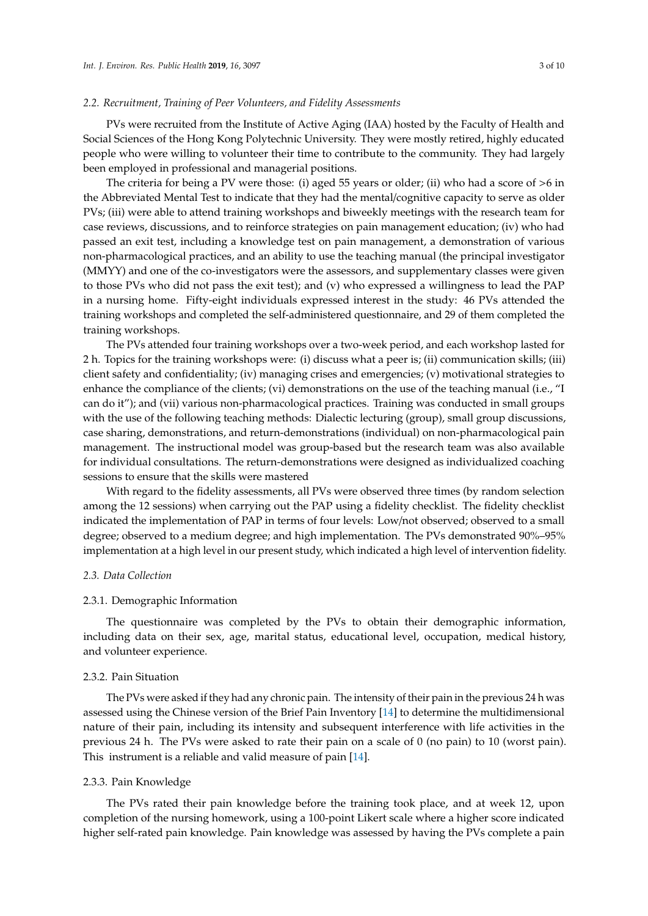### 2.2. Recruitment, Training of Peer Volunteers, and Fidelity Assessments

PVs were recruited from the Institute of Active Aging (IAA) hosted by the Faculty of Health and Social Sciences of the Hong Kong Polytechnic University. They were mostly retired, highly educated people who were willing to volunteer their time to contribute to the community. They had largely been employed in professional and managerial positions.

The criteria for being a PV were those: (i) aged 55 years or older; (ii) who had a score of >6 in the Abbreviated Mental Test to indicate that they had the mental/cognitive capacity to serve as older PVs; (iii) were able to attend training workshops and biweekly meetings with the research team for case reviews, discussions, and to reinforce strategies on pain management education; (iv) who had passed an exit test, including a knowledge test on pain management, a demonstration of various non-pharmacological practices, and an ability to use the teaching manual (the principal investigator (MMYY) and one of the co-investigators were the assessors, and supplementary classes were given to those PVs who did not pass the exit test); and (v) who expressed a willingness to lead the PAP in a nursing home. Fifty-eight individuals expressed interest in the study: 46 PVs attended the training workshops and completed the self-administered questionnaire, and 29 of them completed the training workshops.

The PVs attended four training workshops over a two-week period, and each workshop lasted for 2 h. Topics for the training workshops were: (i) discuss what a peer is; (ii) communication skills; (iii) client safety and confidentiality; (iv) managing crises and emergencies; (v) motivational strategies to enhance the compliance of the clients; (vi) demonstrations on the use of the teaching manual (i.e., "I can do it"); and (vii) various non-pharmacological practices. Training was conducted in small groups with the use of the following teaching methods: Dialectic lecturing (group), small group discussions, case sharing, demonstrations, and return-demonstrations (individual) on non-pharmacological pain management. The instructional model was group-based but the research team was also available for individual consultations. The return-demonstrations were designed as individualized coaching sessions to ensure that the skills were mastered

With regard to the fidelity assessments, all PVs were observed three times (by random selection among the 12 sessions) when carrying out the PAP using a fidelity checklist. The fidelity checklist indicated the implementation of PAP in terms of four levels: Low/not observed; observed to a small degree; observed to a medium degree; and high implementation. The PVs demonstrated 90%–95% implementation at a high level in our present study, which indicated a high level of intervention fidelity.

### 2.3. Data Collection

#### 2.3.1. Demographic Information

The questionnaire was completed by the PVs to obtain their demographic information, including data on their sex, age, marital status, educational level, occupation, medical history, and volunteer experience.

#### 2.3.2. Pain Situation

The PVs were asked if they had any chronic pain. The intensity of their pain in the previous 24 h was assessed using the Chinese version of the Brief Pain Inventory [14] to determine the multidimensional nature of their pain, including its intensity and subsequent interference with life activities in the previous 24 h. The PVs were asked to rate their pain on a scale of 0 (no pain) to 10 (worst pain). This instrument is a reliable and valid measure of pain [14].

#### 2.3.3. Pain Knowledge

The PVs rated their pain knowledge before the training took place, and at week 12, upon completion of the nursing homework, using a 100-point Likert scale where a higher score indicated higher self-rated pain knowledge. Pain knowledge was assessed by having the PVs complete a pain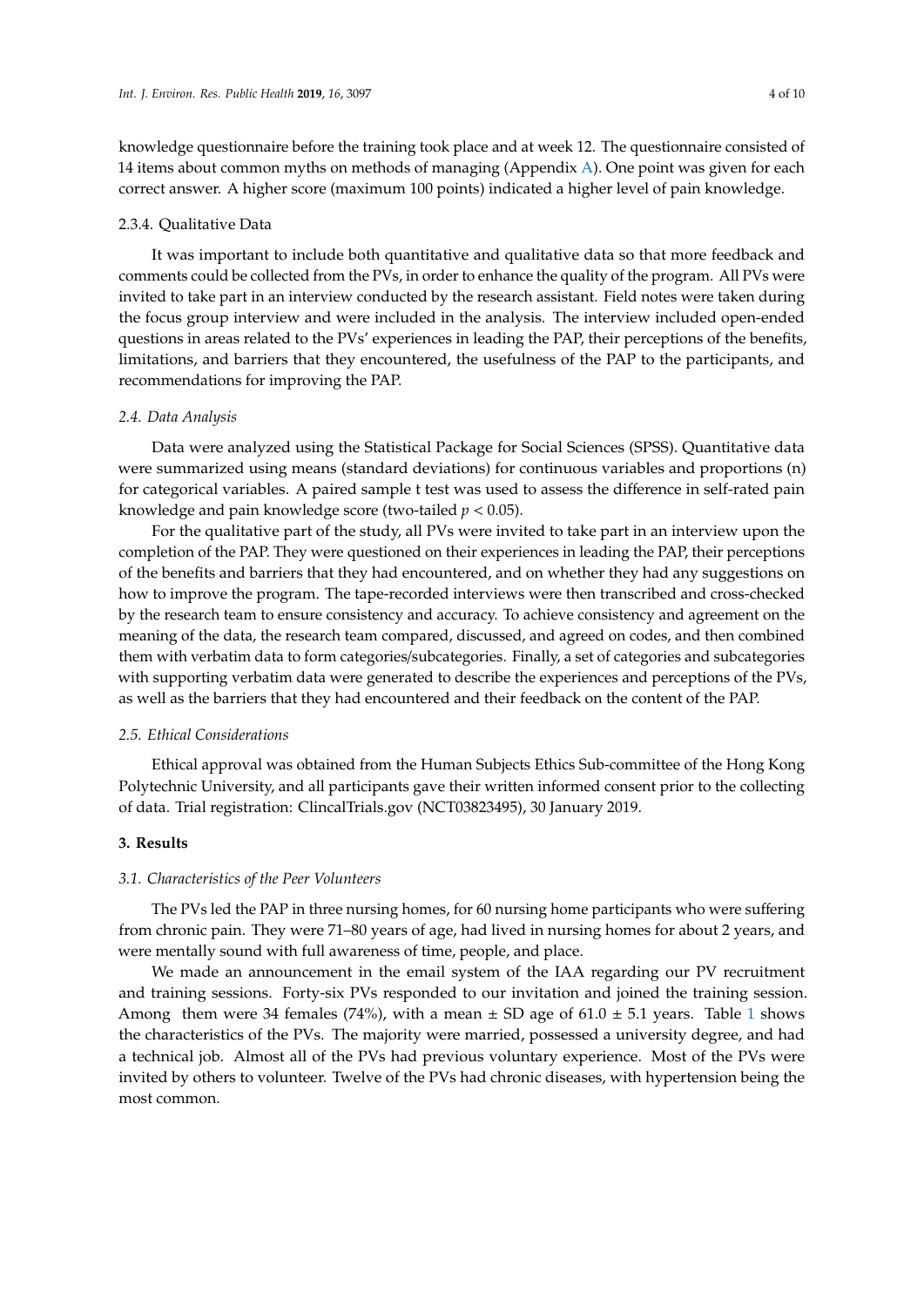knowledge questionnaire before the training took place and at week 12. The questionnaire consisted of 14 items about common myths on methods of managing (Appendix A). One point was given for each correct answer. A higher score (maximum 100 points) indicated a higher level of pain knowledge.

#### 2.3.4. Qualitative Data

It was important to include both quantitative and qualitative data so that more feedback and comments could be collected from the PVs, in order to enhance the quality of the program. All PVs were invited to take part in an interview conducted by the research assistant. Field notes were taken during the focus group interview and were included in the analysis. The interview included open-ended questions in areas related to the PVs' experiences in leading the PAP, their perceptions of the benefits, limitations, and barriers that they encountered, the usefulness of the PAP to the participants, and recommendations for improving the PAP.

### *2.4. Data Analysis*

Data were analyzed using the Statistical Package for Social Sciences (SPSS). Quantitative data were summarized using means (standard deviations) for continuous variables and proportions (n) for categorical variables. A paired sample t test was used to assess the difference in self-rated pain knowledge and pain knowledge score (two-tailed $p < 0.05$).

For the qualitative part of the study, all PVs were invited to take part in an interview upon the completion of the PAP. They were questioned on their experiences in leading the PAP, their perceptions of the benefits and barriers that they had encountered, and on whether they had any suggestions on how to improve the program. The tape-recorded interviews were then transcribed and cross-checked by the research team to ensure consistency and accuracy. To achieve consistency and agreement on the meaning of the data, the research team compared, discussed, and agreed on codes, and then combined them with verbatim data to form categories/subcategories. Finally, a set of categories and subcategories with supporting verbatim data were generated to describe the experiences and perceptions of the PVs, as well as the barriers that they had encountered and their feedback on the content of the PAP.

### *2.5. Ethical Considerations*

Ethical approval was obtained from the Human Subjects Ethics Sub-committee of the Hong Kong Polytechnic University, and all participants gave their written informed consent prior to the collecting of data. Trial registration: ClincalTrials.gov (NCT03823495), 30 January 2019.

## **3. Results**

### *3.1. Characteristics of the Peer Volunteers*

The PVs led the PAP in three nursing homes, for 60 nursing home participants who were suffering from chronic pain. They were 71–80 years of age, had lived in nursing homes for about 2 years, and were mentally sound with full awareness of time, people, and place.

We made an announcement in the email system of the IAA regarding our PV recruitment and training sessions. Forty-six PVs responded to our invitation and joined the training session. Among them were 34 females (74%), with a mean ± SD age of 61.0 ± 5.1 years. Table 1 shows the characteristics of the PVs. The majority were married, possessed a university degree, and had a technical job. Almost all of the PVs had previous voluntary experience. Most of the PVs were invited by others to volunteer. Twelve of the PVs had chronic diseases, with hypertension being the most common.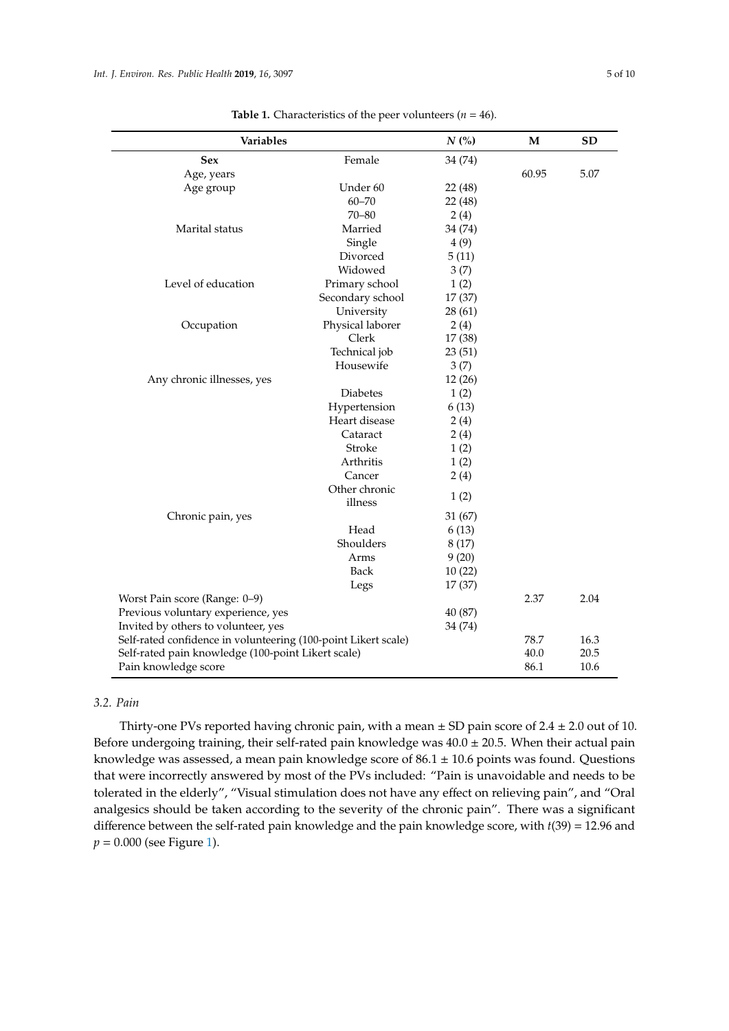**Table 1.** Characteristics of the peer volunteers ($n$ = 46).

| Variables | | *N* (%) | M | SD |
|---|---|---|---|---|
| **Sex** | Female | 34 (74) | | |
| Age, years | | | 60.95 | 5.07 |
| Age group | Under 60 | 22 (48) | | |
| | 60–70 | 22 (48) | | |
| | 70–80 | 2 (4) | | |
| Marital status | Married | 34 (74) | | |
| | Single | 4 (9) | | |
| | Divorced | 5 (11) | | |
| | Widowed | 3 (7) | | |
| Level of education | Primary school | 1 (2) | | |
| | Secondary school | 17 (37) | | |
| | University | 28 (61) | | |
| Occupation | Physical laborer | 2 (4) | | |
| | Clerk | 17 (38) | | |
| | Technical job | 23 (51) | | |
| | Housewife | 3 (7) | | |
| Any chronic illnesses, yes | | 12 (26) | | |
| | Diabetes | 1 (2) | | |
| | Hypertension | 6 (13) | | |
| | Heart disease | 2 (4) | | |
| | Cataract | 2 (4) | | |
| | Stroke | 1 (2) | | |
| | Arthritis | 1 (2) | | |
| | Cancer | 2 (4) | | |
| | Other chronic illness | 1 (2) | | |
| Chronic pain, yes | | 31 (67) | | |
| | Head | 6 (13) | | |
| | Shoulders | 8 (17) | | |
| | Arms | 9 (20) | | |
| | Back | 10 (22) | | |
| | Legs | 17 (37) | | |
| Worst Pain score (Range: 0–9) | | | 2.37 | 2.04 |
| Previous voluntary experience, yes | | 40 (87) | | |
| Invited by others to volunteer, yes | | 34 (74) | | |
| Self-rated confidence in volunteering (100-point Likert scale) | | | 78.7 | 16.3 |
| Self-rated pain knowledge (100-point Likert scale) | | | 40.0 | 20.5 |
| Pain knowledge score | | | 86.1 | 10.6 |

### 3.2. Pain

Thirty-one PVs reported having chronic pain, with a mean ± SD pain score of 2.4 ± 2.0 out of 10. Before undergoing training, their self-rated pain knowledge was 40.0 ± 20.5. When their actual pain knowledge was assessed, a mean pain knowledge score of 86.1 ± 10.6 points was found. Questions that were incorrectly answered by most of the PVs included: "Pain is unavoidable and needs to be tolerated in the elderly", "Visual stimulation does not have any effect on relieving pain", and "Oral analgesics should be taken according to the severity of the chronic pain". There was a significant difference between the self-rated pain knowledge and the pain knowledge score, with $t(39) = 12.96$ and $p = 0.000$ (see Figure 1).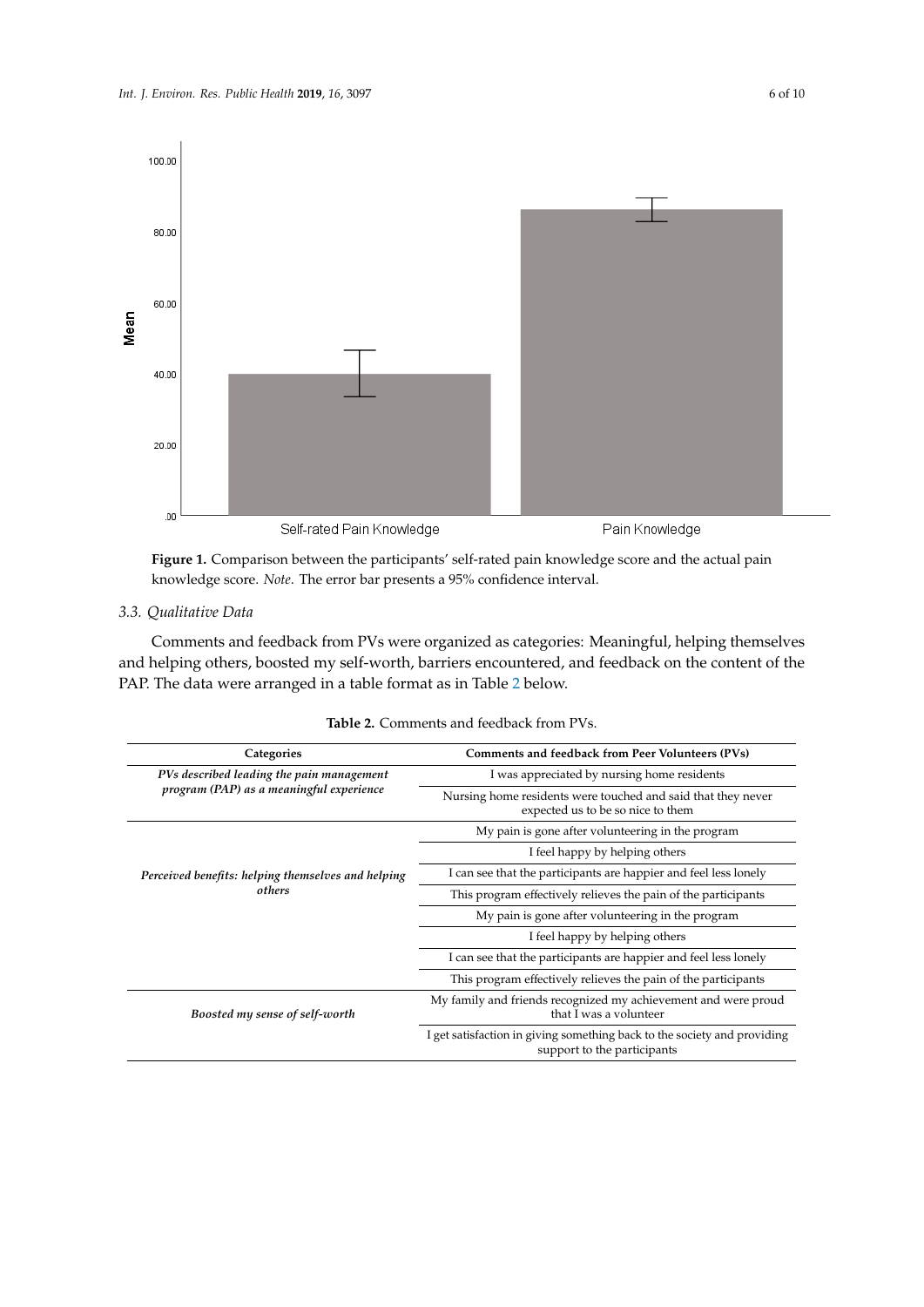**Figure 1.** Comparison between the participants' self-rated pain knowledge score and the actual pain knowledge score. *Note*. The error bar presents a 95% confidence interval.

### 3.3. Qualitative Data

Comments and feedback from PVs were organized as categories: Meaningful, helping themselves and helping others, boosted my self-worth, barriers encountered, and feedback on the content of the PAP. The data were arranged in a table format as in Table 2 below.

**Table 2.** Comments and feedback from PVs.

| Categories | Comments and feedback from Peer Volunteers (PVs) |
| --- | --- |
| *PVs described leading the pain management program (PAP) as a meaningful experience* | I was appreciated by nursing home residents |
| | Nursing home residents were touched and said that they never expected us to be so nice to them |
| *Perceived benefits: helping themselves and helping others* | My pain is gone after volunteering in the program |
| | I feel happy by helping others |
| | I can see that the participants are happier and feel less lonely |
| | This program effectively relieves the pain of the participants |
| | My pain is gone after volunteering in the program |
| | I feel happy by helping others |
| | I can see that the participants are happier and feel less lonely |
| | This program effectively relieves the pain of the participants |
| *Boosted my sense of self-worth* | My family and friends recognized my achievement and were proud that I was a volunteer |
| | I get satisfaction in giving something back to the society and providing support to the participants |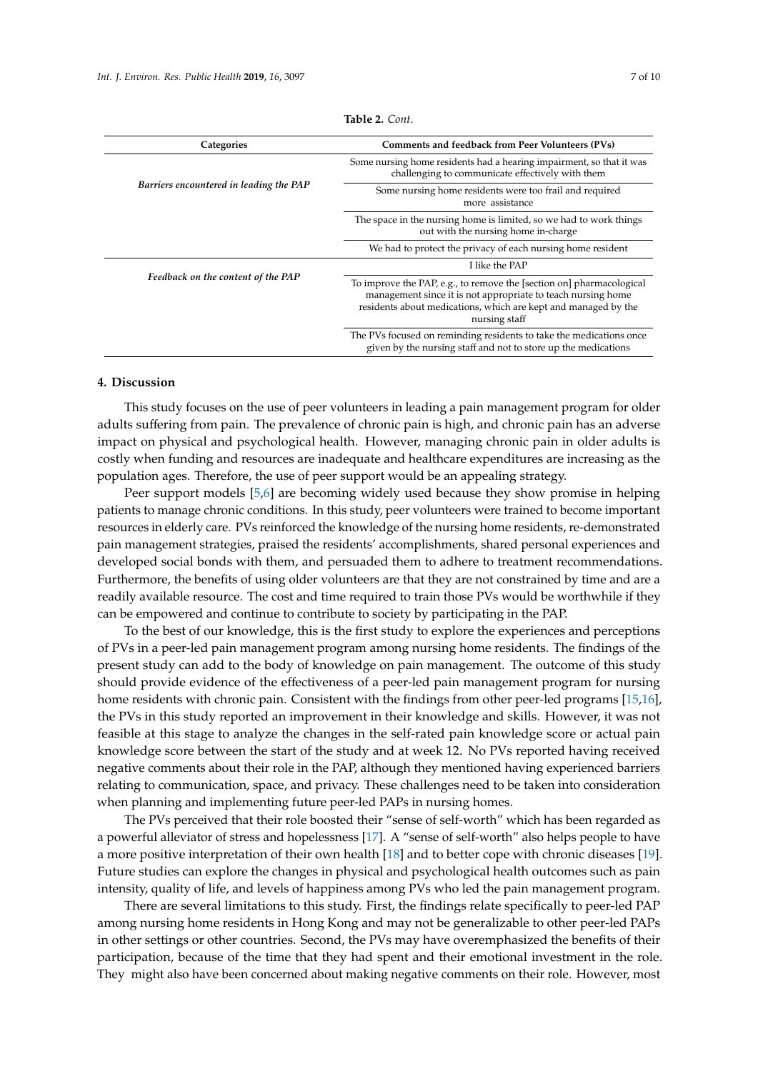**Table 2.** *Cont.*

| Categories | Comments and feedback from Peer Volunteers (PVs) |
|---|---|
| *Barriers encountered in leading the PAP* | Some nursing home residents had a hearing impairment, so that it was challenging to communicate effectively with them |
| | Some nursing home residents were too frail and required more assistance |
| | The space in the nursing home is limited, so we had to work things out with the nursing home in-charge |
| | We had to protect the privacy of each nursing home resident |
| *Feedback on the content of the PAP* | I like the PAP |
| | To improve the PAP, e.g., to remove the [section on] pharmacological management since it is not appropriate to teach nursing home residents about medications, which are kept and managed by the nursing staff |
| | The PVs focused on reminding residents to take the medications once given by the nursing staff and not to store up the medications |

## 4. Discussion

This study focuses on the use of peer volunteers in leading a pain management program for older adults suffering from pain. The prevalence of chronic pain is high, and chronic pain has an adverse impact on physical and psychological health. However, managing chronic pain in older adults is costly when funding and resources are inadequate and healthcare expenditures are increasing as the population ages. Therefore, the use of peer support would be an appealing strategy.

Peer support models [5,6] are becoming widely used because they show promise in helping patients to manage chronic conditions. In this study, peer volunteers were trained to become important resources in elderly care. PVs reinforced the knowledge of the nursing home residents, re-demonstrated pain management strategies, praised the residents' accomplishments, shared personal experiences and developed social bonds with them, and persuaded them to adhere to treatment recommendations. Furthermore, the benefits of using older volunteers are that they are not constrained by time and are a readily available resource. The cost and time required to train those PVs would be worthwhile if they can be empowered and continue to contribute to society by participating in the PAP.

To the best of our knowledge, this is the first study to explore the experiences and perceptions of PVs in a peer-led pain management program among nursing home residents. The findings of the present study can add to the body of knowledge on pain management. The outcome of this study should provide evidence of the effectiveness of a peer-led pain management program for nursing home residents with chronic pain. Consistent with the findings from other peer-led programs [15,16], the PVs in this study reported an improvement in their knowledge and skills. However, it was not feasible at this stage to analyze the changes in the self-rated pain knowledge score or actual pain knowledge score between the start of the study and at week 12. No PVs reported having received negative comments about their role in the PAP, although they mentioned having experienced barriers relating to communication, space, and privacy. These challenges need to be taken into consideration when planning and implementing future peer-led PAPs in nursing homes.

The PVs perceived that their role boosted their "sense of self-worth" which has been regarded as a powerful alleviator of stress and hopelessness [17]. A "sense of self-worth" also helps people to have a more positive interpretation of their own health [18] and to better cope with chronic diseases [19]. Future studies can explore the changes in physical and psychological health outcomes such as pain intensity, quality of life, and levels of happiness among PVs who led the pain management program.

There are several limitations to this study. First, the findings relate specifically to peer-led PAP among nursing home residents in Hong Kong and may not be generalizable to other peer-led PAPs in other settings or other countries. Second, the PVs may have overemphasized the benefits of their participation, because of the time that they had spent and their emotional investment in the role. They might also have been concerned about making negative comments on their role. However, most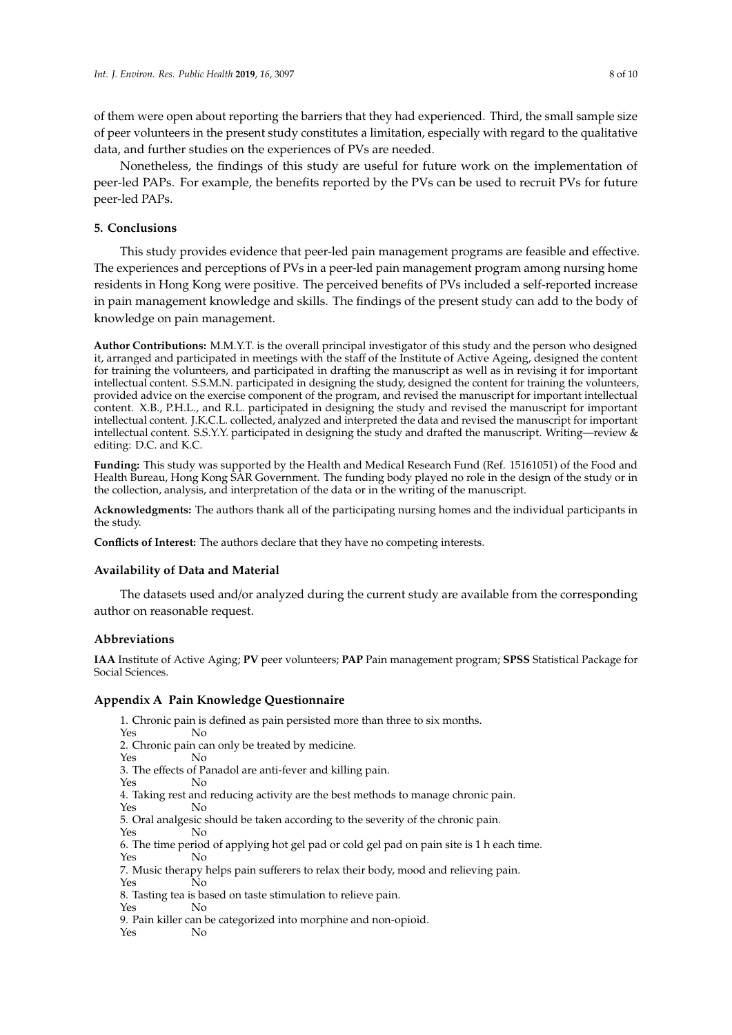of them were open about reporting the barriers that they had experienced. Third, the small sample size of peer volunteers in the present study constitutes a limitation, especially with regard to the qualitative data, and further studies on the experiences of PVs are needed.

Nonetheless, the findings of this study are useful for future work on the implementation of peer-led PAPs. For example, the benefits reported by the PVs can be used to recruit PVs for future peer-led PAPs.

## 5. Conclusions

This study provides evidence that peer-led pain management programs are feasible and effective. The experiences and perceptions of PVs in a peer-led pain management program among nursing home residents in Hong Kong were positive. The perceived benefits of PVs included a self-reported increase in pain management knowledge and skills. The findings of the present study can add to the body of knowledge on pain management.

**Author Contributions:** M.M.Y.T. is the overall principal investigator of this study and the person who designed it, arranged and participated in meetings with the staff of the Institute of Active Ageing, designed the content for training the volunteers, and participated in drafting the manuscript as well as in revising it for important intellectual content. S.S.M.N. participated in designing the study, designed the content for training the volunteers, provided advice on the exercise component of the program, and revised the manuscript for important intellectual content. X.B., P.H.L., and R.L. participated in designing the study and revised the manuscript for important intellectual content. J.K.C.L. collected, analyzed and interpreted the data and revised the manuscript for important intellectual content. S.S.Y.Y. participated in designing the study and drafted the manuscript. Writing—review & editing: D.C. and K.C.

**Funding:** This study was supported by the Health and Medical Research Fund (Ref. 15161051) of the Food and Health Bureau, Hong Kong SAR Government. The funding body played no role in the design of the study or in the collection, analysis, and interpretation of the data or in the writing of the manuscript.

**Acknowledgments:** The authors thank all of the participating nursing homes and the individual participants in the study.

**Conflicts of Interest:** The authors declare that they have no competing interests.

### Availability of Data and Material

The datasets used and/or analyzed during the current study are available from the corresponding author on reasonable request.

### Abbreviations

**IAA** Institute of Active Aging; **PV** peer volunteers; **PAP** Pain management program; **SPSS** Statistical Package for Social Sciences.

### Appendix A Pain Knowledge Questionnaire

1. Chronic pain is defined as pain persisted more than three to six months.
Yes No
2. Chronic pain can only be treated by medicine.
Yes No
3. The effects of Panadol are anti-fever and killing pain.
Yes No
4. Taking rest and reducing activity are the best methods to manage chronic pain.
Yes No
5. Oral analgesic should be taken according to the severity of the chronic pain.
Yes No
6. The time period of applying hot gel pad or cold gel pad on pain site is 1 h each time.
Yes No
7. Music therapy helps pain sufferers to relax their body, mood and relieving pain.
Yes No
8. Tasting tea is based on taste stimulation to relieve pain.
Yes No
9. Pain killer can be categorized into morphine and non-opioid.
Yes No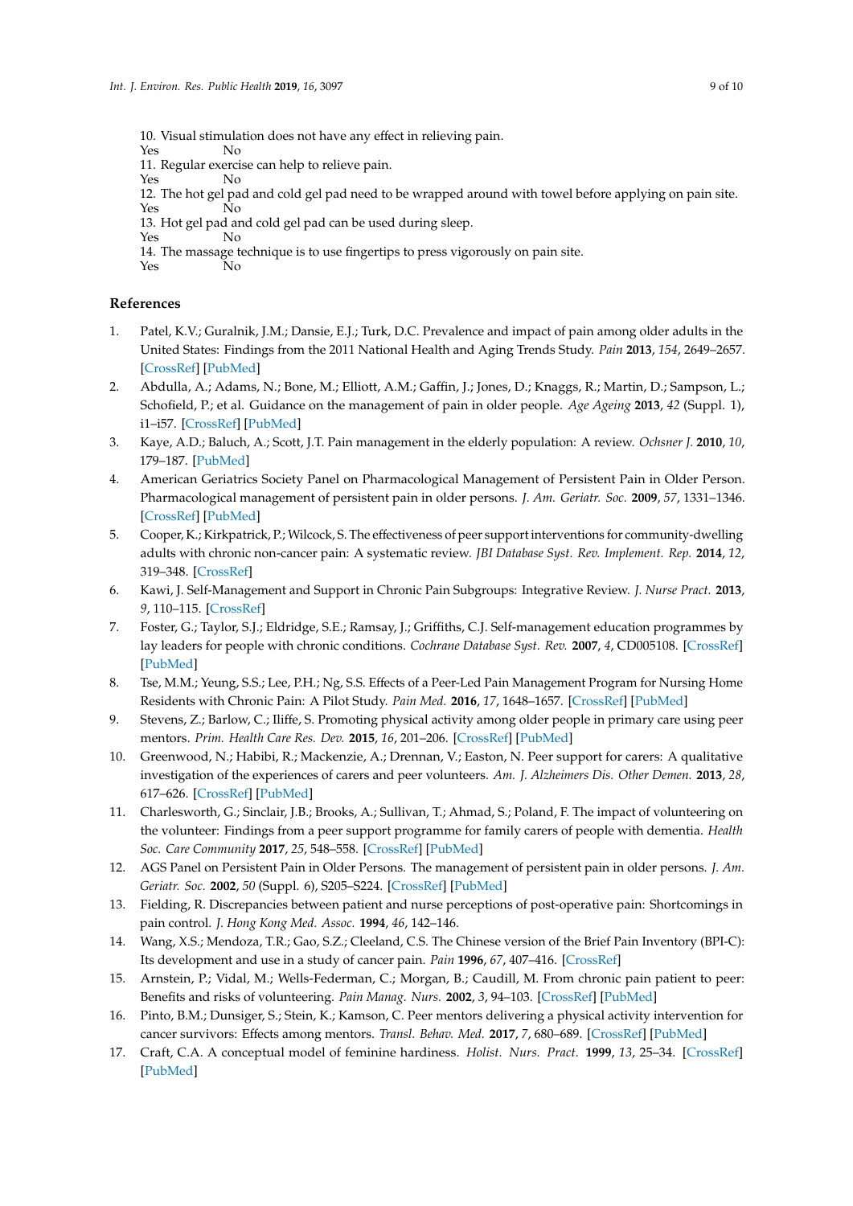10. Visual stimulation does not have any effect in relieving pain.
Yes No
11. Regular exercise can help to relieve pain.
Yes No
12. The hot gel pad and cold gel pad need to be wrapped around with towel before applying on pain site.
Yes No
13. Hot gel pad and cold gel pad can be used during sleep.
Yes No
14. The massage technique is to use fingertips to press vigorously on pain site.
Yes No

## References

1. Patel, K.V.; Guralnik, J.M.; Dansie, E.J.; Turk, D.C. Prevalence and impact of pain among older adults in the United States: Findings from the 2011 National Health and Aging Trends Study. *Pain* **2013**, *154*, 2649–2657. [CrossRef] [PubMed]
2. Abdulla, A.; Adams, N.; Bone, M.; Elliott, A.M.; Gaffin, J.; Jones, D.; Knaggs, R.; Martin, D.; Sampson, L.; Schofield, P.; et al. Guidance on the management of pain in older people. *Age Ageing* **2013**, *42* (Suppl. 1), i1–i57. [CrossRef] [PubMed]
3. Kaye, A.D.; Baluch, A.; Scott, J.T. Pain management in the elderly population: A review. *Ochsner J.* **2010**, *10*, 179–187. [PubMed]
4. American Geriatrics Society Panel on Pharmacological Management of Persistent Pain in Older Person. Pharmacological management of persistent pain in older persons. *J. Am. Geriatr. Soc.* **2009**, *57*, 1331–1346. [CrossRef] [PubMed]
5. Cooper, K.; Kirkpatrick, P.; Wilcock, S. The effectiveness of peer support interventions for community-dwelling adults with chronic non-cancer pain: A systematic review. *JBI Database Syst. Rev. Implement. Rep.* **2014**, *12*, 319–348. [CrossRef]
6. Kawi, J. Self-Management and Support in Chronic Pain Subgroups: Integrative Review. *J. Nurse Pract.* **2013**, *9*, 110–115. [CrossRef]
7. Foster, G.; Taylor, S.J.; Eldridge, S.E.; Ramsay, J.; Griffiths, C.J. Self-management education programmes by lay leaders for people with chronic conditions. *Cochrane Database Syst. Rev.* **2007**, *4*, CD005108. [CrossRef] [PubMed]
8. Tse, M.M.; Yeung, S.S.; Lee, P.H.; Ng, S.S. Effects of a Peer-Led Pain Management Program for Nursing Home Residents with Chronic Pain: A Pilot Study. *Pain Med.* **2016**, *17*, 1648–1657. [CrossRef] [PubMed]
9. Stevens, Z.; Barlow, C.; Iliffe, S. Promoting physical activity among older people in primary care using peer mentors. *Prim. Health Care Res. Dev.* **2015**, *16*, 201–206. [CrossRef] [PubMed]
10. Greenwood, N.; Habibi, R.; Mackenzie, A.; Drennan, V.; Easton, N. Peer support for carers: A qualitative investigation of the experiences of carers and peer volunteers. *Am. J. Alzheimers Dis. Other Demen.* **2013**, *28*, 617–626. [CrossRef] [PubMed]
11. Charlesworth, G.; Sinclair, J.B.; Brooks, A.; Sullivan, T.; Ahmad, S.; Poland, F. The impact of volunteering on the volunteer: Findings from a peer support programme for family carers of people with dementia. *Health Soc. Care Community* **2017**, *25*, 548–558. [CrossRef] [PubMed]
12. AGS Panel on Persistent Pain in Older Persons. The management of persistent pain in older persons. *J. Am. Geriatr. Soc.* **2002**, *50* (Suppl. 6), S205–S224. [CrossRef] [PubMed]
13. Fielding, R. Discrepancies between patient and nurse perceptions of post-operative pain: Shortcomings in pain control. *J. Hong Kong Med. Assoc.* **1994**, *46*, 142–146.
14. Wang, X.S.; Mendoza, T.R.; Gao, S.Z.; Cleeland, C.S. The Chinese version of the Brief Pain Inventory (BPI-C): Its development and use in a study of cancer pain. *Pain* **1996**, *67*, 407–416. [CrossRef]
15. Arnstein, P.; Vidal, M.; Wells-Federman, C.; Morgan, B.; Caudill, M. From chronic pain patient to peer: Benefits and risks of volunteering. *Pain Manag. Nurs.* **2002**, *3*, 94–103. [CrossRef] [PubMed]
16. Pinto, B.M.; Dunsiger, S.; Stein, K.; Kamson, C. Peer mentors delivering a physical activity intervention for cancer survivors: Effects among mentors. *Transl. Behav. Med.* **2017**, *7*, 680–689. [CrossRef] [PubMed]
17. Craft, C.A. A conceptual model of feminine hardiness. *Holist. Nurs. Pract.* **1999**, *13*, 25–34. [CrossRef] [PubMed]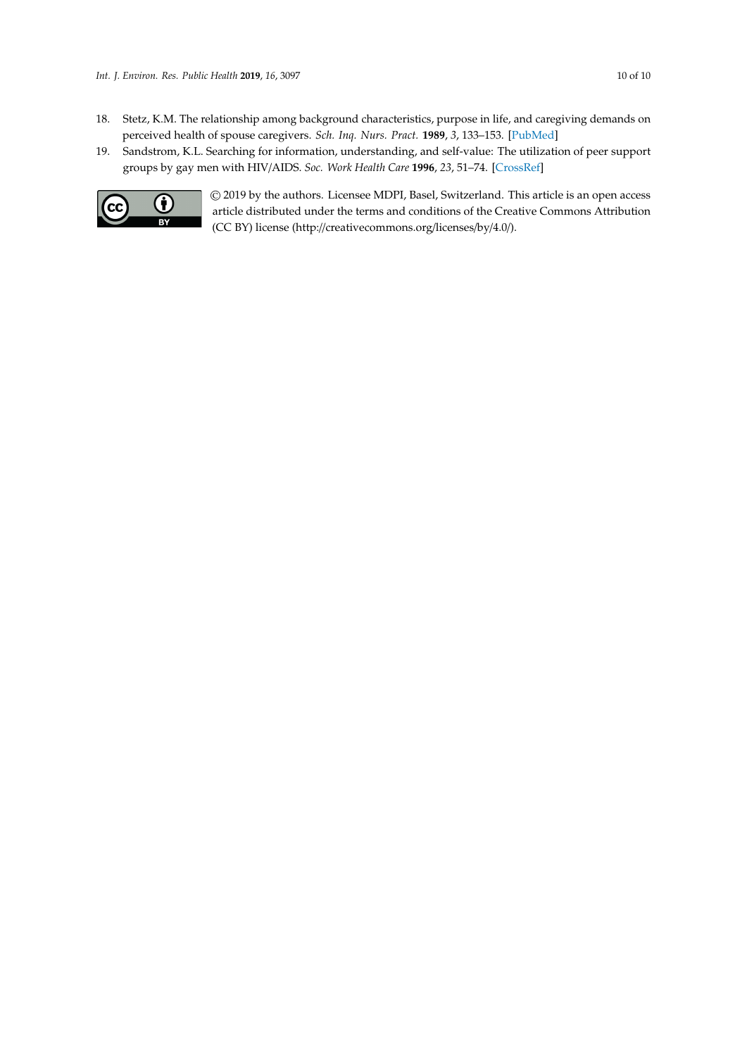18. Stetz, K.M. The relationship among background characteristics, purpose in life, and caregiving demands on perceived health of spouse caregivers. *Sch. Inq. Nurs. Pract.* **1989**, *3*, 133–153. [PubMed]
19. Sandstrom, K.L. Searching for information, understanding, and self-value: The utilization of peer support groups by gay men with HIV/AIDS. *Soc. Work Health Care* **1996**, *23*, 51–74. [CrossRef]

© 2019 by the authors. Licensee MDPI, Basel, Switzerland. This article is an open access article distributed under the terms and conditions of the Creative Commons Attribution (CC BY) license (http://creativecommons.org/licenses/by/4.0/).